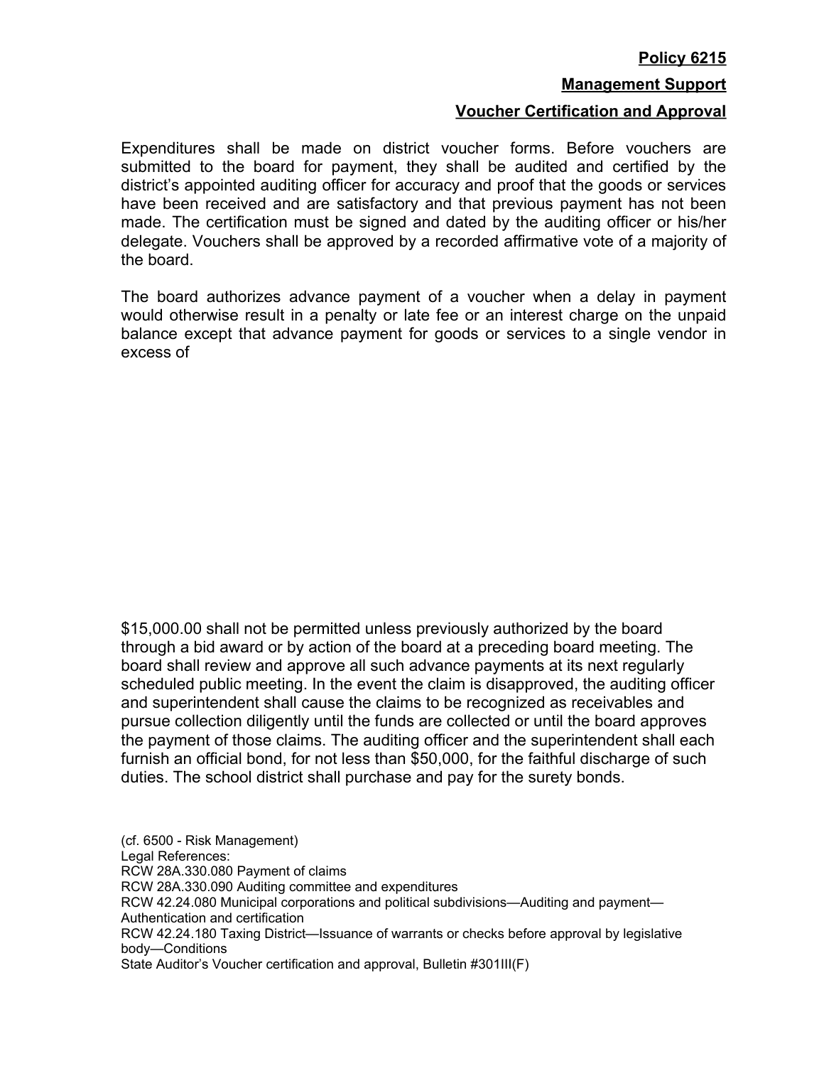**Policy 6215**

**Management Support**

**Voucher Certification and Approval**

Expenditures shall be made on district voucher forms. Before vouchers are submitted to the board for payment, they shall be audited and certified by the district's appointed auditing officer for accuracy and proof that the goods or services have been received and are satisfactory and that previous payment has not been made. The certification must be signed and dated by the auditing officer or his/her delegate. Vouchers shall be approved by a recorded affirmative vote of a majority of the board.

The board authorizes advance payment of a voucher when a delay in payment would otherwise result in a penalty or late fee or an interest charge on the unpaid balance except that advance payment for goods or services to a single vendor in excess of $15,000.00 shall not be permitted unless previously authorized by the board through a bid award or by action of the board at a preceding board meeting. The board shall review and approve all such advance payments at its next regularly scheduled public meeting. In the event the claim is disapproved, the auditing officer and superintendent shall cause the claims to be recognized as receivables and pursue collection diligently until the funds are collected or until the board approves the payment of those claims. The auditing officer and the superintendent shall each furnish an official bond, for not less than $50,000, for the faithful discharge of such duties. The school district shall purchase and pay for the surety bonds.

(cf. 6500 - Risk Management)
Legal References:
RCW 28A.330.080 Payment of claims
RCW 28A.330.090 Auditing committee and expenditures
RCW 42.24.080 Municipal corporations and political subdivisions—Auditing and payment—Authentication and certification
RCW 42.24.180 Taxing District—Issuance of warrants or checks before approval by legislative body—Conditions
State Auditor's Voucher certification and approval, Bulletin #301III(F)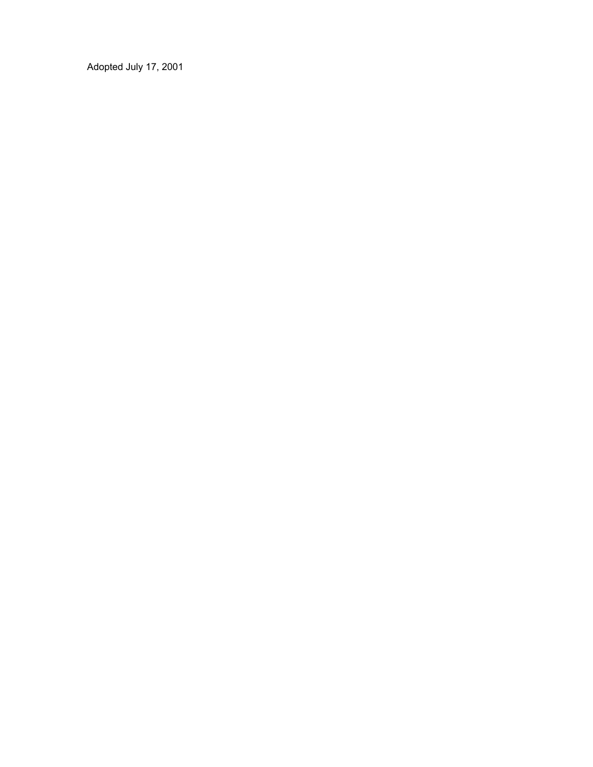Adopted July 17, 2001